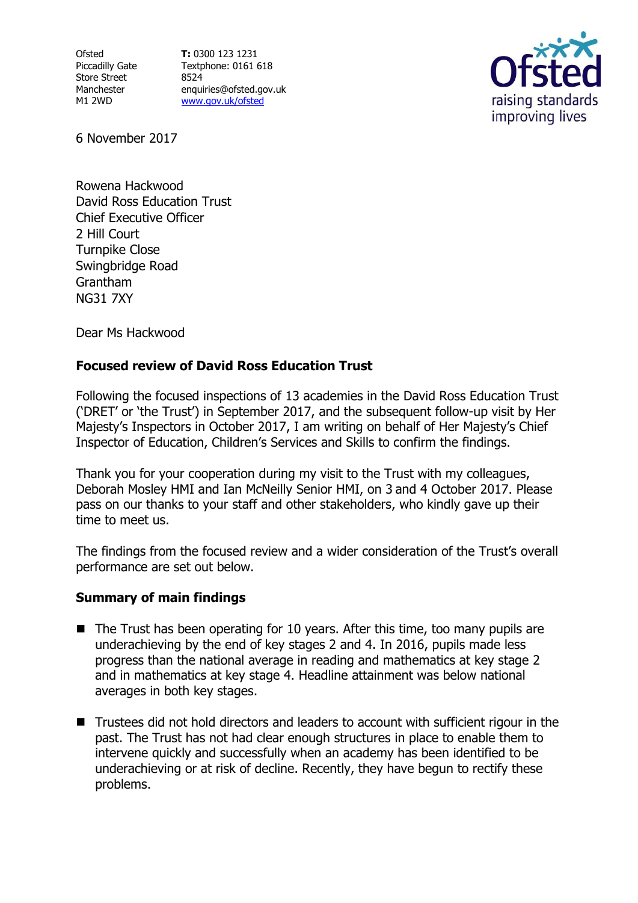Ofsted
Piccadilly Gate
Store Street
Manchester
M1 2WD

**T:** 0300 123 1231
Textphone: 0161 618 8524
enquiries@ofsted.gov.uk
www.gov.uk/ofsted

6 November 2017

Rowena Hackwood
David Ross Education Trust
Chief Executive Officer
2 Hill Court
Turnpike Close
Swingbridge Road
Grantham
NG31 7XY

Dear Ms Hackwood

**Focused review of David Ross Education Trust**

Following the focused inspections of 13 academies in the David Ross Education Trust ('DRET' or 'the Trust') in September 2017, and the subsequent follow-up visit by Her Majesty's Inspectors in October 2017, I am writing on behalf of Her Majesty's Chief Inspector of Education, Children's Services and Skills to confirm the findings.

Thank you for your cooperation during my visit to the Trust with my colleagues, Deborah Mosley HMI and Ian McNeilly Senior HMI, on 3 and 4 October 2017. Please pass on our thanks to your staff and other stakeholders, who kindly gave up their time to meet us.

The findings from the focused review and a wider consideration of the Trust's overall performance are set out below.

**Summary of main findings**

- The Trust has been operating for 10 years. After this time, too many pupils are underachieving by the end of key stages 2 and 4. In 2016, pupils made less progress than the national average in reading and mathematics at key stage 2 and in mathematics at key stage 4. Headline attainment was below national averages in both key stages.

- Trustees did not hold directors and leaders to account with sufficient rigour in the past. The Trust has not had clear enough structures in place to enable them to intervene quickly and successfully when an academy has been identified to be underachieving or at risk of decline. Recently, they have begun to rectify these problems.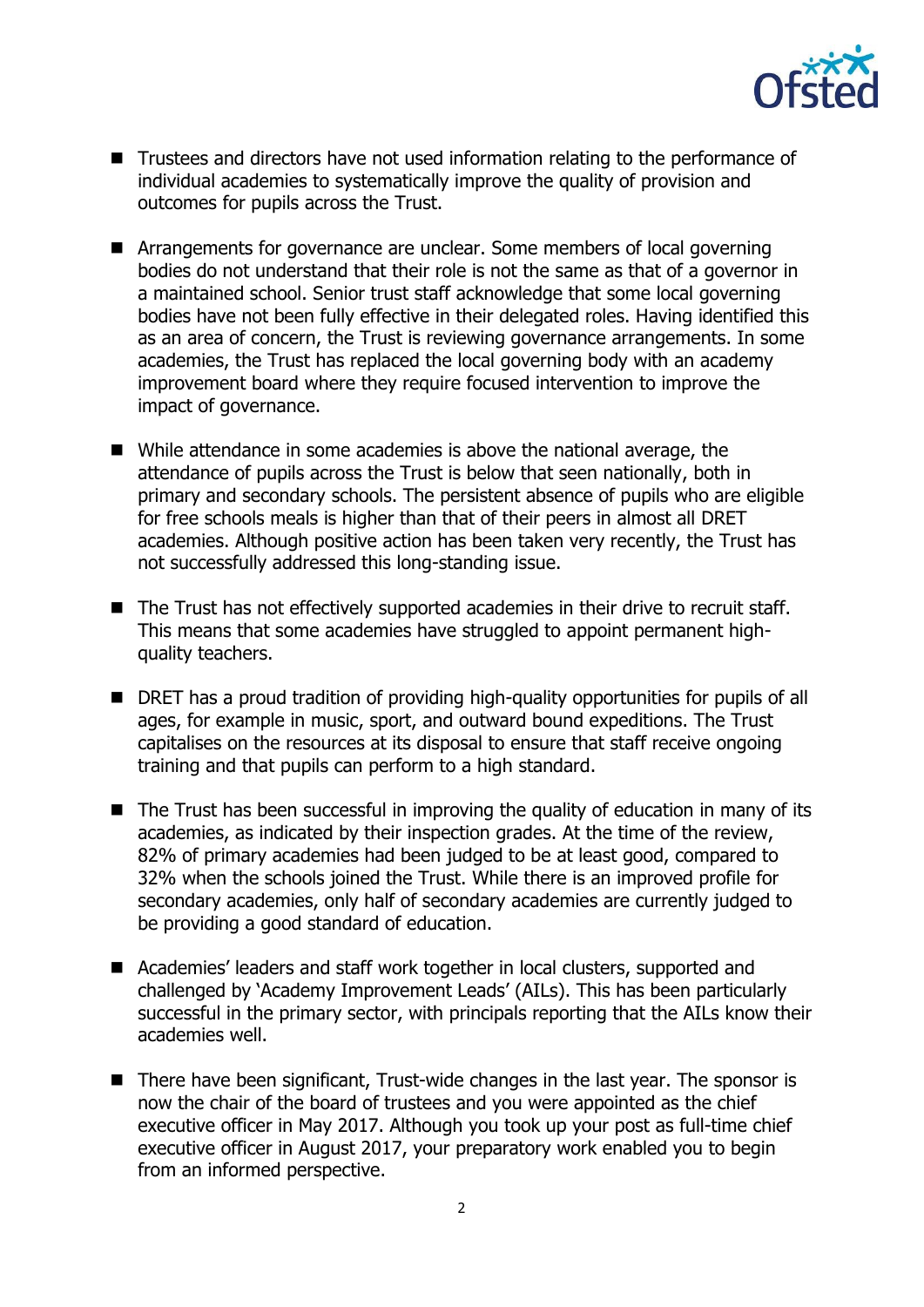- Trustees and directors have not used information relating to the performance of individual academies to systematically improve the quality of provision and outcomes for pupils across the Trust.

- Arrangements for governance are unclear. Some members of local governing bodies do not understand that their role is not the same as that of a governor in a maintained school. Senior trust staff acknowledge that some local governing bodies have not been fully effective in their delegated roles. Having identified this as an area of concern, the Trust is reviewing governance arrangements. In some academies, the Trust has replaced the local governing body with an academy improvement board where they require focused intervention to improve the impact of governance.

- While attendance in some academies is above the national average, the attendance of pupils across the Trust is below that seen nationally, both in primary and secondary schools. The persistent absence of pupils who are eligible for free schools meals is higher than that of their peers in almost all DRET academies. Although positive action has been taken very recently, the Trust has not successfully addressed this long-standing issue.

- The Trust has not effectively supported academies in their drive to recruit staff. This means that some academies have struggled to appoint permanent high-quality teachers.

- DRET has a proud tradition of providing high-quality opportunities for pupils of all ages, for example in music, sport, and outward bound expeditions. The Trust capitalises on the resources at its disposal to ensure that staff receive ongoing training and that pupils can perform to a high standard.

- The Trust has been successful in improving the quality of education in many of its academies, as indicated by their inspection grades. At the time of the review, 82% of primary academies had been judged to be at least good, compared to 32% when the schools joined the Trust. While there is an improved profile for secondary academies, only half of secondary academies are currently judged to be providing a good standard of education.

- Academies' leaders and staff work together in local clusters, supported and challenged by 'Academy Improvement Leads' (AILs). This has been particularly successful in the primary sector, with principals reporting that the AILs know their academies well.

- There have been significant, Trust-wide changes in the last year. The sponsor is now the chair of the board of trustees and you were appointed as the chief executive officer in May 2017. Although you took up your post as full-time chief executive officer in August 2017, your preparatory work enabled you to begin from an informed perspective.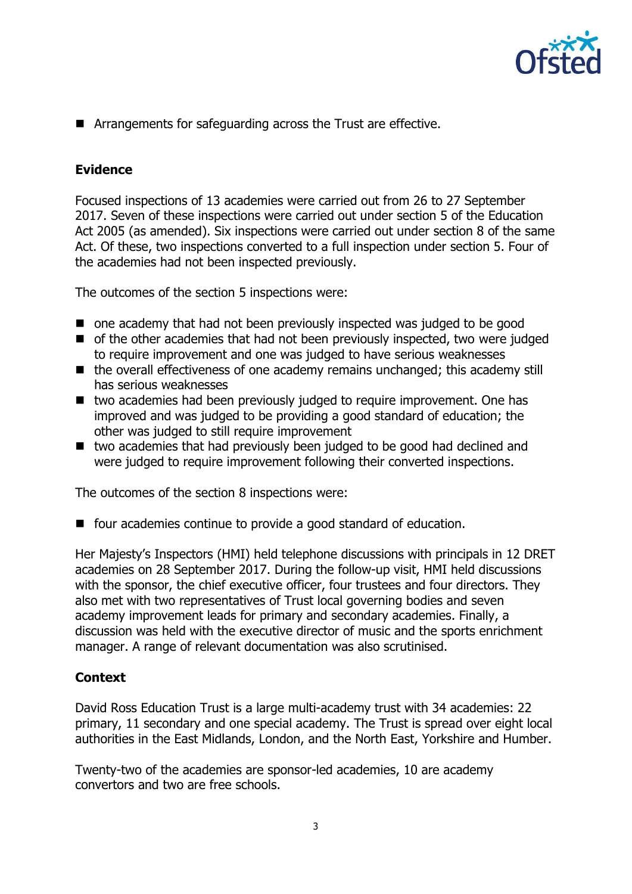- Arrangements for safeguarding across the Trust are effective.

**Evidence**

Focused inspections of 13 academies were carried out from 26 to 27 September 2017. Seven of these inspections were carried out under section 5 of the Education Act 2005 (as amended). Six inspections were carried out under section 8 of the same Act. Of these, two inspections converted to a full inspection under section 5. Four of the academies had not been inspected previously.

The outcomes of the section 5 inspections were:

- one academy that had not been previously inspected was judged to be good
- of the other academies that had not been previously inspected, two were judged to require improvement and one was judged to have serious weaknesses
- the overall effectiveness of one academy remains unchanged; this academy still has serious weaknesses
- two academies had been previously judged to require improvement. One has improved and was judged to be providing a good standard of education; the other was judged to still require improvement
- two academies that had previously been judged to be good had declined and were judged to require improvement following their converted inspections.

The outcomes of the section 8 inspections were:

- four academies continue to provide a good standard of education.

Her Majesty's Inspectors (HMI) held telephone discussions with principals in 12 DRET academies on 28 September 2017. During the follow-up visit, HMI held discussions with the sponsor, the chief executive officer, four trustees and four directors. They also met with two representatives of Trust local governing bodies and seven academy improvement leads for primary and secondary academies. Finally, a discussion was held with the executive director of music and the sports enrichment manager. A range of relevant documentation was also scrutinised.

**Context**

David Ross Education Trust is a large multi-academy trust with 34 academies: 22 primary, 11 secondary and one special academy. The Trust is spread over eight local authorities in the East Midlands, London, and the North East, Yorkshire and Humber.

Twenty-two of the academies are sponsor-led academies, 10 are academy convertors and two are free schools.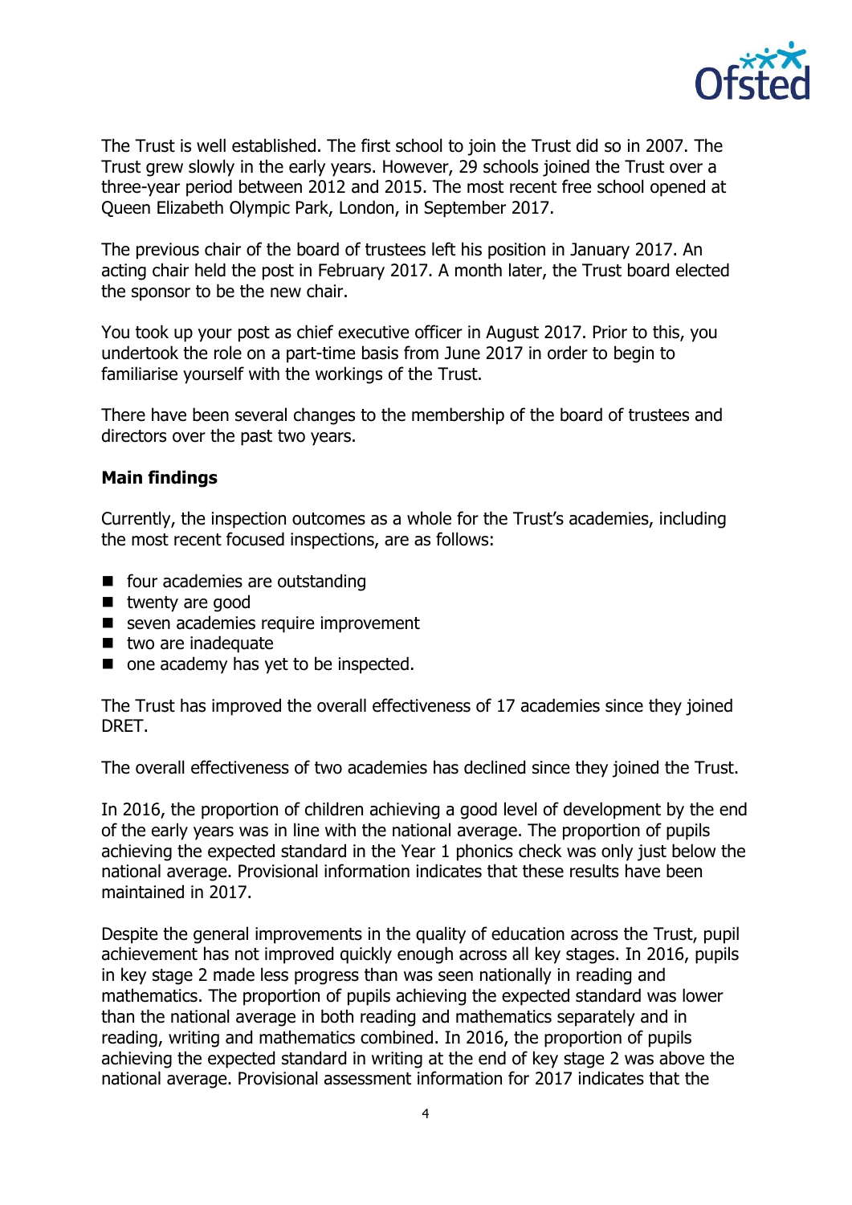The Trust is well established. The first school to join the Trust did so in 2007. The Trust grew slowly in the early years. However, 29 schools joined the Trust over a three-year period between 2012 and 2015. The most recent free school opened at Queen Elizabeth Olympic Park, London, in September 2017.

The previous chair of the board of trustees left his position in January 2017. An acting chair held the post in February 2017. A month later, the Trust board elected the sponsor to be the new chair.

You took up your post as chief executive officer in August 2017. Prior to this, you undertook the role on a part-time basis from June 2017 in order to begin to familiarise yourself with the workings of the Trust.

There have been several changes to the membership of the board of trustees and directors over the past two years.

**Main findings**

Currently, the inspection outcomes as a whole for the Trust's academies, including the most recent focused inspections, are as follows:

- four academies are outstanding
- twenty are good
- seven academies require improvement
- two are inadequate
- one academy has yet to be inspected.

The Trust has improved the overall effectiveness of 17 academies since they joined DRET.

The overall effectiveness of two academies has declined since they joined the Trust.

In 2016, the proportion of children achieving a good level of development by the end of the early years was in line with the national average. The proportion of pupils achieving the expected standard in the Year 1 phonics check was only just below the national average. Provisional information indicates that these results have been maintained in 2017.

Despite the general improvements in the quality of education across the Trust, pupil achievement has not improved quickly enough across all key stages. In 2016, pupils in key stage 2 made less progress than was seen nationally in reading and mathematics. The proportion of pupils achieving the expected standard was lower than the national average in both reading and mathematics separately and in reading, writing and mathematics combined. In 2016, the proportion of pupils achieving the expected standard in writing at the end of key stage 2 was above the national average. Provisional assessment information for 2017 indicates that the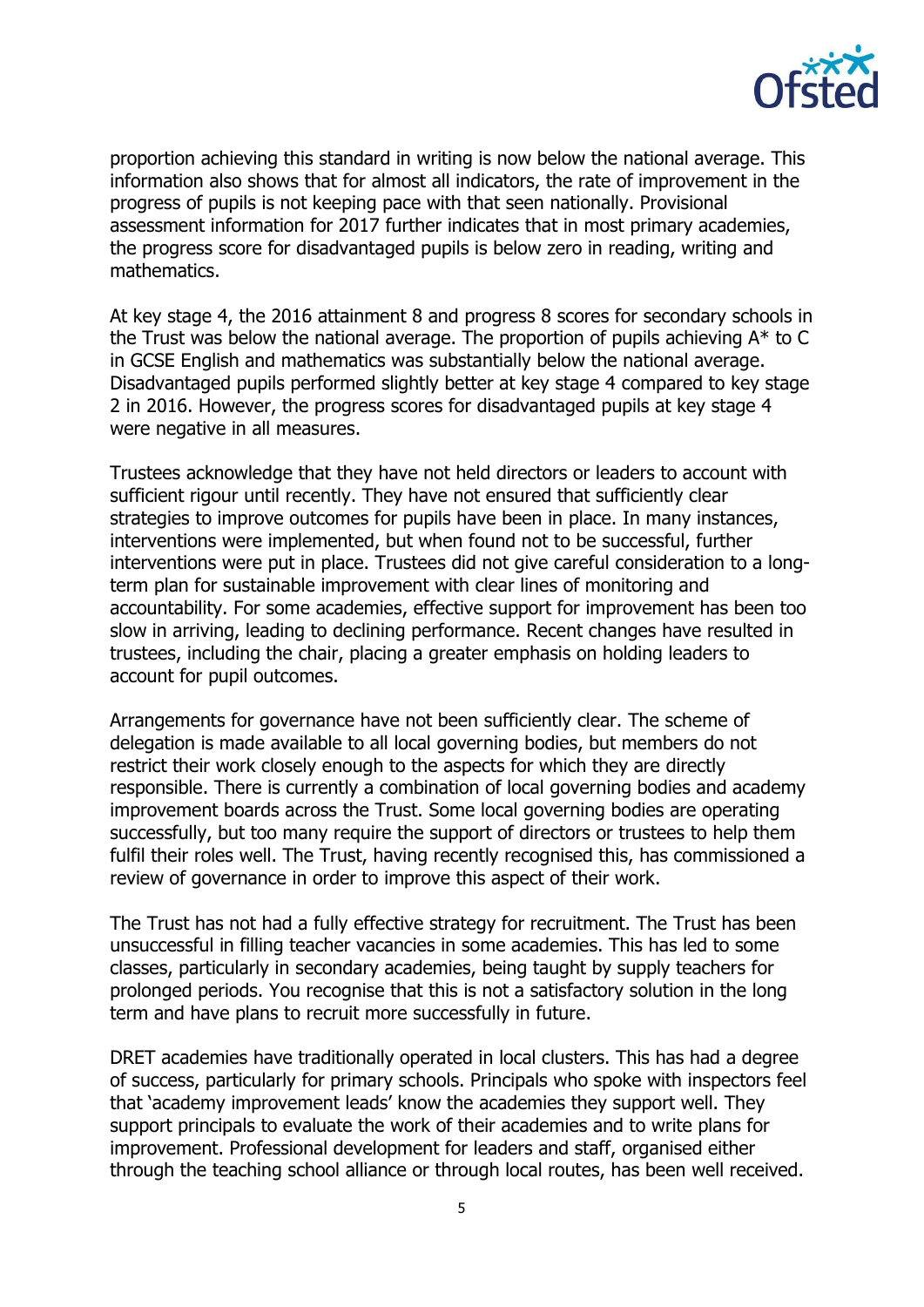proportion achieving this standard in writing is now below the national average. This information also shows that for almost all indicators, the rate of improvement in the progress of pupils is not keeping pace with that seen nationally. Provisional assessment information for 2017 further indicates that in most primary academies, the progress score for disadvantaged pupils is below zero in reading, writing and mathematics.

At key stage 4, the 2016 attainment 8 and progress 8 scores for secondary schools in the Trust was below the national average. The proportion of pupils achieving A* to C in GCSE English and mathematics was substantially below the national average. Disadvantaged pupils performed slightly better at key stage 4 compared to key stage 2 in 2016. However, the progress scores for disadvantaged pupils at key stage 4 were negative in all measures.

Trustees acknowledge that they have not held directors or leaders to account with sufficient rigour until recently. They have not ensured that sufficiently clear strategies to improve outcomes for pupils have been in place. In many instances, interventions were implemented, but when found not to be successful, further interventions were put in place. Trustees did not give careful consideration to a long-term plan for sustainable improvement with clear lines of monitoring and accountability. For some academies, effective support for improvement has been too slow in arriving, leading to declining performance. Recent changes have resulted in trustees, including the chair, placing a greater emphasis on holding leaders to account for pupil outcomes.

Arrangements for governance have not been sufficiently clear. The scheme of delegation is made available to all local governing bodies, but members do not restrict their work closely enough to the aspects for which they are directly responsible. There is currently a combination of local governing bodies and academy improvement boards across the Trust. Some local governing bodies are operating successfully, but too many require the support of directors or trustees to help them fulfil their roles well. The Trust, having recently recognised this, has commissioned a review of governance in order to improve this aspect of their work.

The Trust has not had a fully effective strategy for recruitment. The Trust has been unsuccessful in filling teacher vacancies in some academies. This has led to some classes, particularly in secondary academies, being taught by supply teachers for prolonged periods. You recognise that this is not a satisfactory solution in the long term and have plans to recruit more successfully in future.

DRET academies have traditionally operated in local clusters. This has had a degree of success, particularly for primary schools. Principals who spoke with inspectors feel that 'academy improvement leads' know the academies they support well. They support principals to evaluate the work of their academies and to write plans for improvement. Professional development for leaders and staff, organised either through the teaching school alliance or through local routes, has been well received.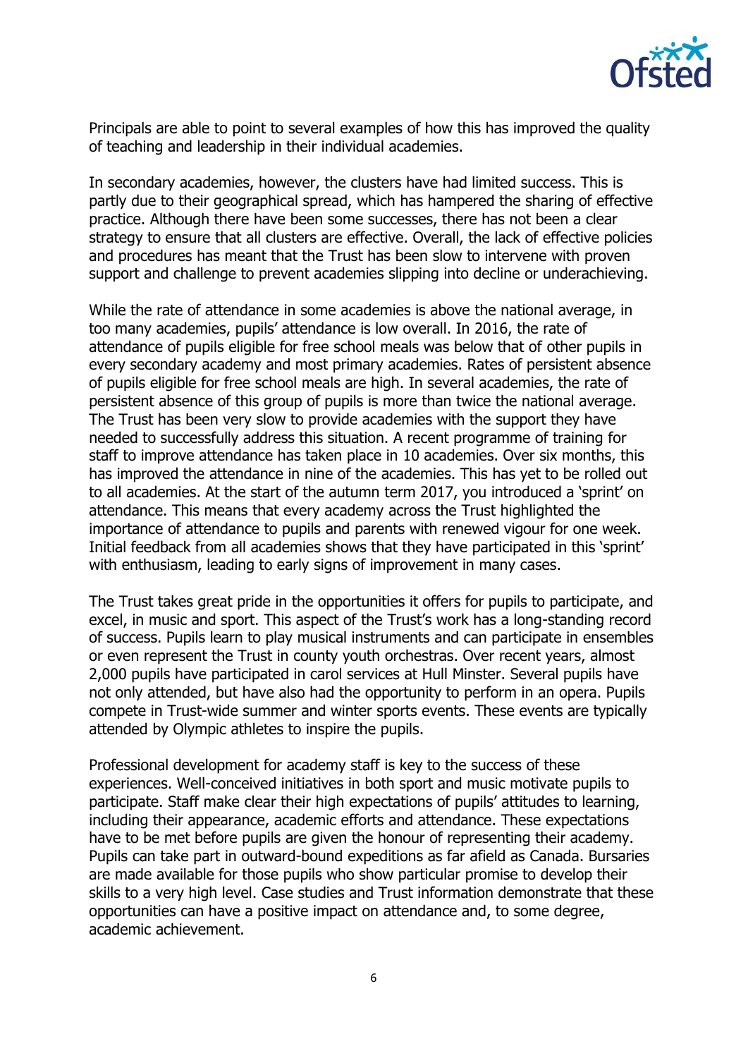Principals are able to point to several examples of how this has improved the quality of teaching and leadership in their individual academies.

In secondary academies, however, the clusters have had limited success. This is partly due to their geographical spread, which has hampered the sharing of effective practice. Although there have been some successes, there has not been a clear strategy to ensure that all clusters are effective. Overall, the lack of effective policies and procedures has meant that the Trust has been slow to intervene with proven support and challenge to prevent academies slipping into decline or underachieving.

While the rate of attendance in some academies is above the national average, in too many academies, pupils' attendance is low overall. In 2016, the rate of attendance of pupils eligible for free school meals was below that of other pupils in every secondary academy and most primary academies. Rates of persistent absence of pupils eligible for free school meals are high. In several academies, the rate of persistent absence of this group of pupils is more than twice the national average. The Trust has been very slow to provide academies with the support they have needed to successfully address this situation. A recent programme of training for staff to improve attendance has taken place in 10 academies. Over six months, this has improved the attendance in nine of the academies. This has yet to be rolled out to all academies. At the start of the autumn term 2017, you introduced a 'sprint' on attendance. This means that every academy across the Trust highlighted the importance of attendance to pupils and parents with renewed vigour for one week. Initial feedback from all academies shows that they have participated in this 'sprint' with enthusiasm, leading to early signs of improvement in many cases.

The Trust takes great pride in the opportunities it offers for pupils to participate, and excel, in music and sport. This aspect of the Trust's work has a long-standing record of success. Pupils learn to play musical instruments and can participate in ensembles or even represent the Trust in county youth orchestras. Over recent years, almost 2,000 pupils have participated in carol services at Hull Minster. Several pupils have not only attended, but have also had the opportunity to perform in an opera. Pupils compete in Trust-wide summer and winter sports events. These events are typically attended by Olympic athletes to inspire the pupils.

Professional development for academy staff is key to the success of these experiences. Well-conceived initiatives in both sport and music motivate pupils to participate. Staff make clear their high expectations of pupils' attitudes to learning, including their appearance, academic efforts and attendance. These expectations have to be met before pupils are given the honour of representing their academy. Pupils can take part in outward-bound expeditions as far afield as Canada. Bursaries are made available for those pupils who show particular promise to develop their skills to a very high level. Case studies and Trust information demonstrate that these opportunities can have a positive impact on attendance and, to some degree, academic achievement.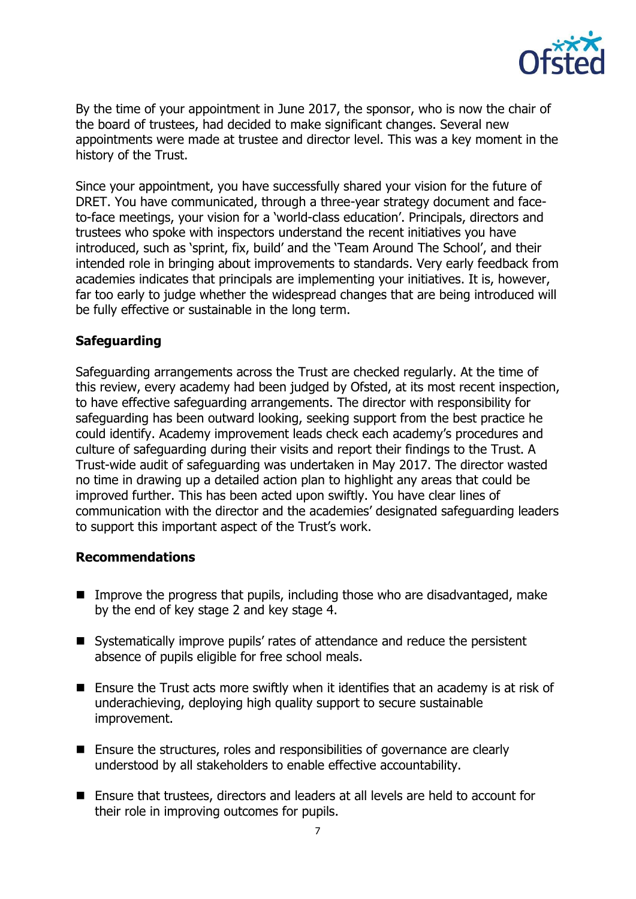By the time of your appointment in June 2017, the sponsor, who is now the chair of the board of trustees, had decided to make significant changes. Several new appointments were made at trustee and director level. This was a key moment in the history of the Trust.

Since your appointment, you have successfully shared your vision for the future of DRET. You have communicated, through a three-year strategy document and face-to-face meetings, your vision for a 'world-class education'. Principals, directors and trustees who spoke with inspectors understand the recent initiatives you have introduced, such as 'sprint, fix, build' and the 'Team Around The School', and their intended role in bringing about improvements to standards. Very early feedback from academies indicates that principals are implementing your initiatives. It is, however, far too early to judge whether the widespread changes that are being introduced will be fully effective or sustainable in the long term.

**Safeguarding**

Safeguarding arrangements across the Trust are checked regularly. At the time of this review, every academy had been judged by Ofsted, at its most recent inspection, to have effective safeguarding arrangements. The director with responsibility for safeguarding has been outward looking, seeking support from the best practice he could identify. Academy improvement leads check each academy's procedures and culture of safeguarding during their visits and report their findings to the Trust. A Trust-wide audit of safeguarding was undertaken in May 2017. The director wasted no time in drawing up a detailed action plan to highlight any areas that could be improved further. This has been acted upon swiftly. You have clear lines of communication with the director and the academies' designated safeguarding leaders to support this important aspect of the Trust's work.

**Recommendations**

- Improve the progress that pupils, including those who are disadvantaged, make by the end of key stage 2 and key stage 4.
- Systematically improve pupils' rates of attendance and reduce the persistent absence of pupils eligible for free school meals.
- Ensure the Trust acts more swiftly when it identifies that an academy is at risk of underachieving, deploying high quality support to secure sustainable improvement.
- Ensure the structures, roles and responsibilities of governance are clearly understood by all stakeholders to enable effective accountability.
- Ensure that trustees, directors and leaders at all levels are held to account for their role in improving outcomes for pupils.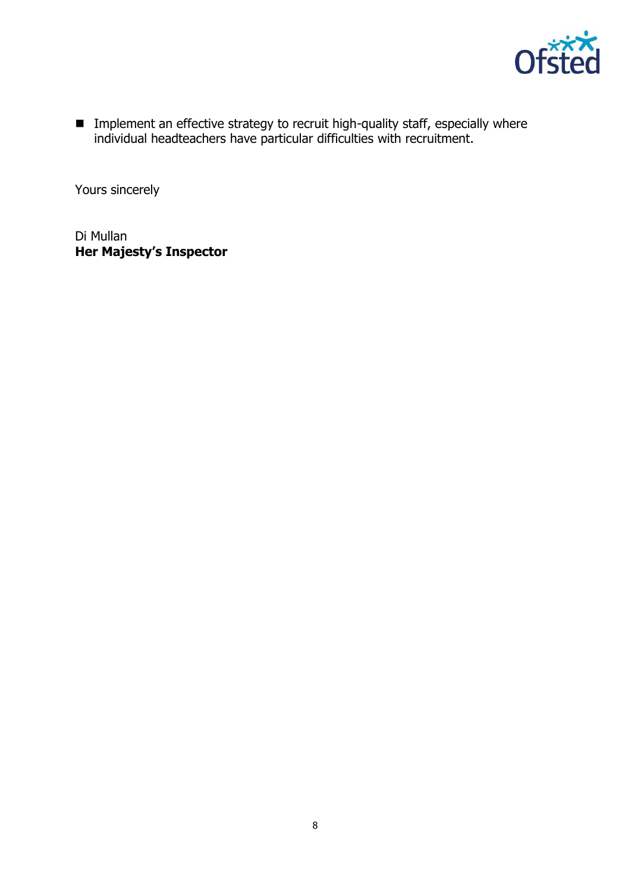- Implement an effective strategy to recruit high-quality staff, especially where individual headteachers have particular difficulties with recruitment.

Yours sincerely

Di Mullan
**Her Majesty's Inspector**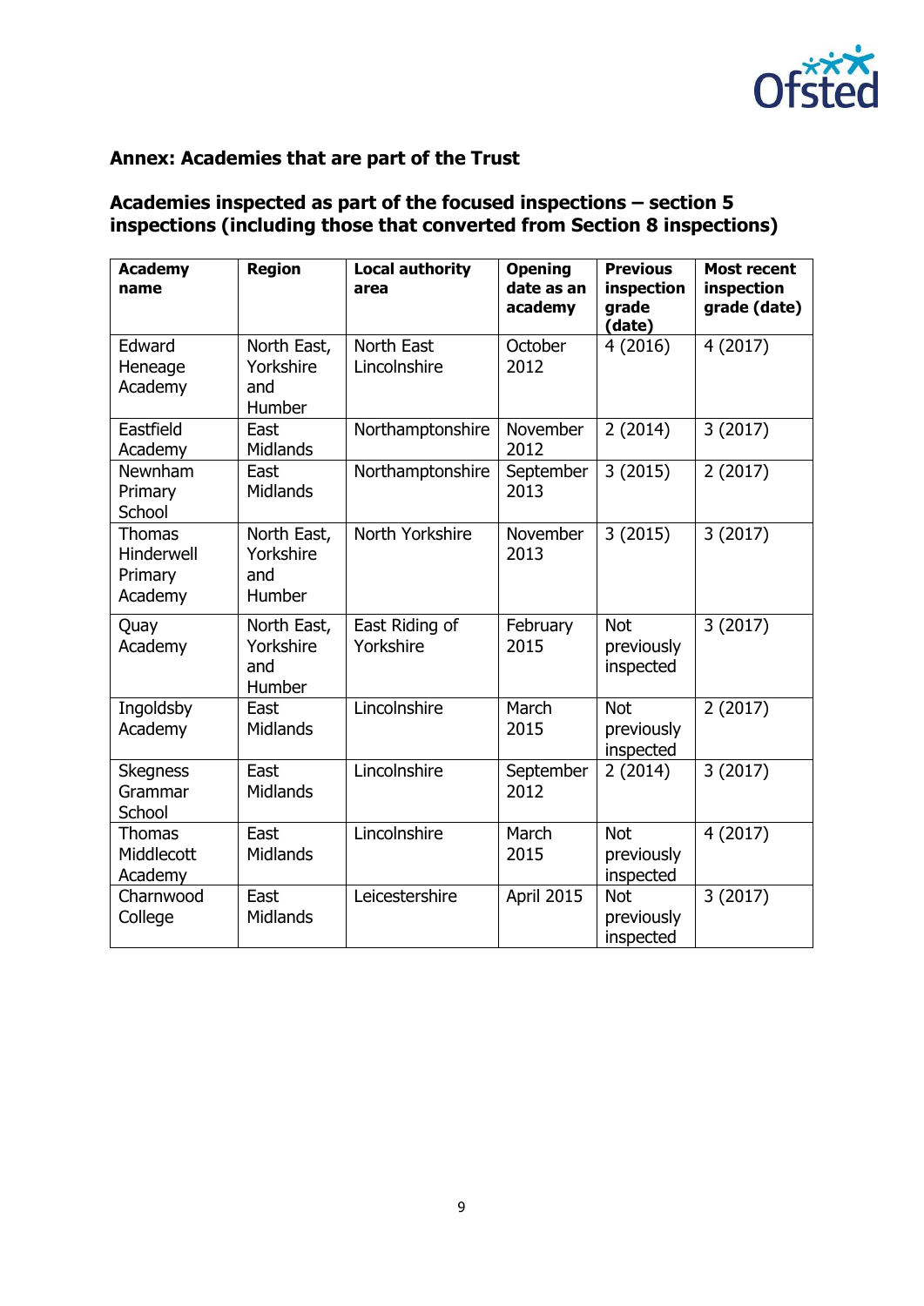## Annex: Academies that are part of the Trust

### Academies inspected as part of the focused inspections – section 5 inspections (including those that converted from Section 8 inspections)

| Academy name | Region | Local authority area | Opening date as an academy | Previous inspection grade (date) | Most recent inspection grade (date) |
|---|---|---|---|---|---|
| Edward Heneage Academy | North East, Yorkshire and Humber | North East Lincolnshire | October 2012 | 4 (2016) | 4 (2017) |
| Eastfield Academy | East Midlands | Northamptonshire | November 2012 | 2 (2014) | 3 (2017) |
| Newnham Primary School | East Midlands | Northamptonshire | September 2013 | 3 (2015) | 2 (2017) |
| Thomas Hinderwell Primary Academy | North East, Yorkshire and Humber | North Yorkshire | November 2013 | 3 (2015) | 3 (2017) |
| Quay Academy | North East, Yorkshire and Humber | East Riding of Yorkshire | February 2015 | Not previously inspected | 3 (2017) |
| Ingoldsby Academy | East Midlands | Lincolnshire | March 2015 | Not previously inspected | 2 (2017) |
| Skegness Grammar School | East Midlands | Lincolnshire | September 2012 | 2 (2014) | 3 (2017) |
| Thomas Middlecott Academy | East Midlands | Lincolnshire | March 2015 | Not previously inspected | 4 (2017) |
| Charnwood College | East Midlands | Leicestershire | April 2015 | Not previously inspected | 3 (2017) |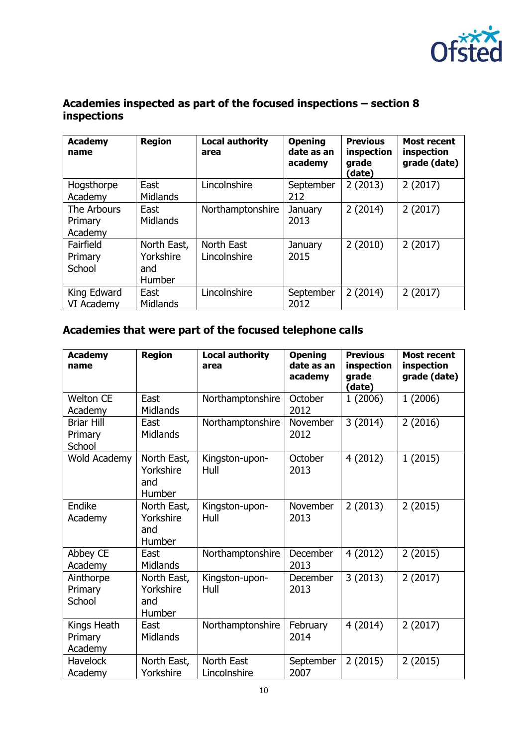## Academies inspected as part of the focused inspections – section 8 inspections

| Academy name | Region | Local authority area | Opening date as an academy | Previous inspection grade (date) | Most recent inspection grade (date) |
|---|---|---|---|---|---|
| Hogsthorpe Academy | East Midlands | Lincolnshire | September 212 | 2 (2013) | 2 (2017) |
| The Arbours Primary Academy | East Midlands | Northamptonshire | January 2013 | 2 (2014) | 2 (2017) |
| Fairfield Primary School | North East, Yorkshire and Humber | North East Lincolnshire | January 2015 | 2 (2010) | 2 (2017) |
| King Edward VI Academy | East Midlands | Lincolnshire | September 2012 | 2 (2014) | 2 (2017) |

## Academies that were part of the focused telephone calls

| Academy name | Region | Local authority area | Opening date as an academy | Previous inspection grade (date) | Most recent inspection grade (date) |
|---|---|---|---|---|---|
| Welton CE Academy | East Midlands | Northamptonshire | October 2012 | 1 (2006) | 1 (2006) |
| Briar Hill Primary School | East Midlands | Northamptonshire | November 2012 | 3 (2014) | 2 (2016) |
| Wold Academy | North East, Yorkshire and Humber | Kingston-upon-Hull | October 2013 | 4 (2012) | 1 (2015) |
| Endike Academy | North East, Yorkshire and Humber | Kingston-upon-Hull | November 2013 | 2 (2013) | 2 (2015) |
| Abbey CE Academy | East Midlands | Northamptonshire | December 2013 | 4 (2012) | 2 (2015) |
| Ainthorpe Primary School | North East, Yorkshire and Humber | Kingston-upon-Hull | December 2013 | 3 (2013) | 2 (2017) |
| Kings Heath Primary Academy | East Midlands | Northamptonshire | February 2014 | 4 (2014) | 2 (2017) |
| Havelock Academy | North East, Yorkshire | North East Lincolnshire | September 2007 | 2 (2015) | 2 (2015) |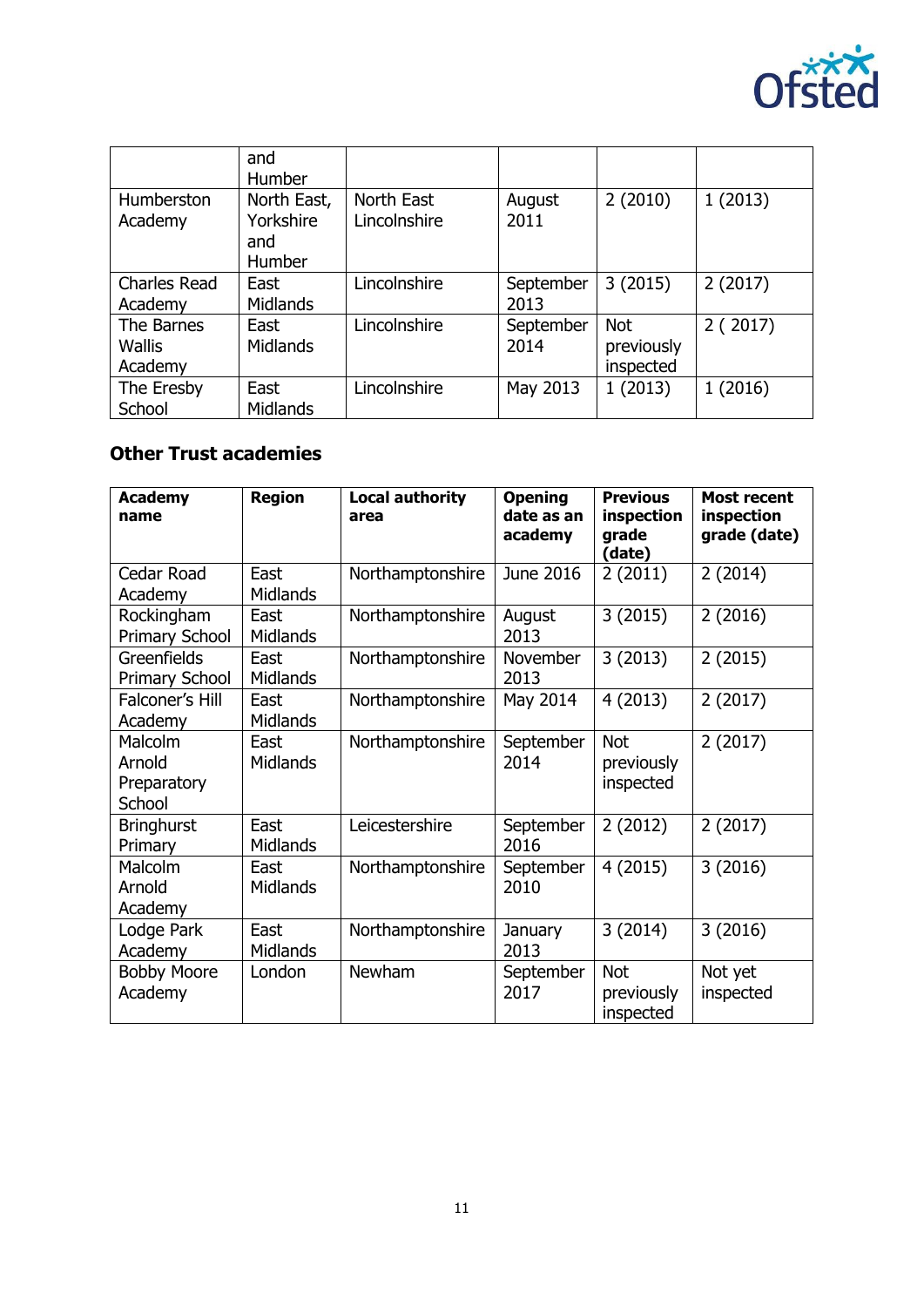| | | | | | |
|---|---|---|---|---|---|
| | and Humber | | | | |
| Humberston Academy | North East, Yorkshire and Humber | North East Lincolnshire | August 2011 | 2 (2010) | 1 (2013) |
| Charles Read Academy | East Midlands | Lincolnshire | September 2013 | 3 (2015) | 2 (2017) |
| The Barnes Wallis Academy | East Midlands | Lincolnshire | September 2014 | Not previously inspected | 2 ( 2017) |
| The Eresby School | East Midlands | Lincolnshire | May 2013 | 1 (2013) | 1 (2016) |

## Other Trust academies

| Academy name | Region | Local authority area | Opening date as an academy | Previous inspection grade (date) | Most recent inspection grade (date) |
|---|---|---|---|---|---|
| Cedar Road Academy | East Midlands | Northamptonshire | June 2016 | 2 (2011) | 2 (2014) |
| Rockingham Primary School | East Midlands | Northamptonshire | August 2013 | 3 (2015) | 2 (2016) |
| Greenfields Primary School | East Midlands | Northamptonshire | November 2013 | 3 (2013) | 2 (2015) |
| Falconer's Hill Academy | East Midlands | Northamptonshire | May 2014 | 4 (2013) | 2 (2017) |
| Malcolm Arnold Preparatory School | East Midlands | Northamptonshire | September 2014 | Not previously inspected | 2 (2017) |
| Bringhurst Primary | East Midlands | Leicestershire | September 2016 | 2 (2012) | 2 (2017) |
| Malcolm Arnold Academy | East Midlands | Northamptonshire | September 2010 | 4 (2015) | 3 (2016) |
| Lodge Park Academy | East Midlands | Northamptonshire | January 2013 | 3 (2014) | 3 (2016) |
| Bobby Moore Academy | London | Newham | September 2017 | Not previously inspected | Not yet inspected |